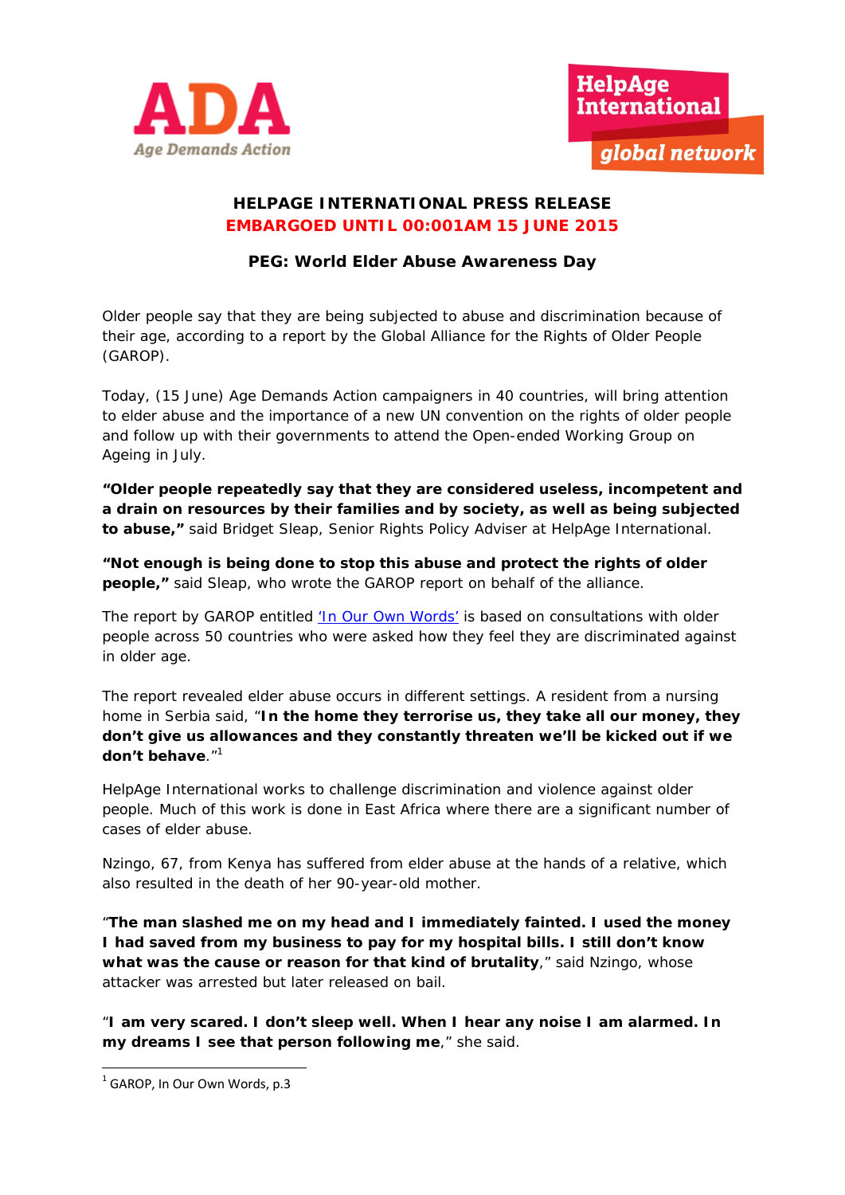ADA
Age Demands Action

HelpAge International
global network

## HELPAGE INTERNATIONAL PRESS RELEASE

**EMBARGOED UNTIL 00:001AM 15 JUNE 2015**

### PEG: World Elder Abuse Awareness Day

Older people say that they are being subjected to abuse and discrimination because of their age, according to a report by the Global Alliance for the Rights of Older People (GAROP).

Today, (15 June) Age Demands Action campaigners in 40 countries, will bring attention to elder abuse and the importance of a new UN convention on the rights of older people and follow up with their governments to attend the Open-ended Working Group on Ageing in July.

**"Older people repeatedly say that they are considered useless, incompetent and a drain on resources by their families and by society, as well as being subjected to abuse,"** said Bridget Sleap, Senior Rights Policy Adviser at HelpAge International.

**"Not enough is being done to stop this abuse and protect the rights of older people,"** said Sleap, who wrote the GAROP report on behalf of the alliance.

The report by GAROP entitled 'In Our Own Words' is based on consultations with older people across 50 countries who were asked how they feel they are discriminated against in older age.

The report revealed elder abuse occurs in different settings. A resident from a nursing home in Serbia said, "**In the home they terrorise us, they take all our money, they don't give us allowances and they constantly threaten we'll be kicked out if we don't behave**."[1]

HelpAge International works to challenge discrimination and violence against older people. Much of this work is done in East Africa where there are a significant number of cases of elder abuse.

Nzingo, 67, from Kenya has suffered from elder abuse at the hands of a relative, which also resulted in the death of her 90-year-old mother.

"**The man slashed me on my head and I immediately fainted. I used the money I had saved from my business to pay for my hospital bills. I still don't know what was the cause or reason for that kind of brutality**," said Nzingo, whose attacker was arrested but later released on bail.

"**I am very scared. I don't sleep well. When I hear any noise I am alarmed. In my dreams I see that person following me**," she said.

---

[1] GAROP, In Our Own Words, p.3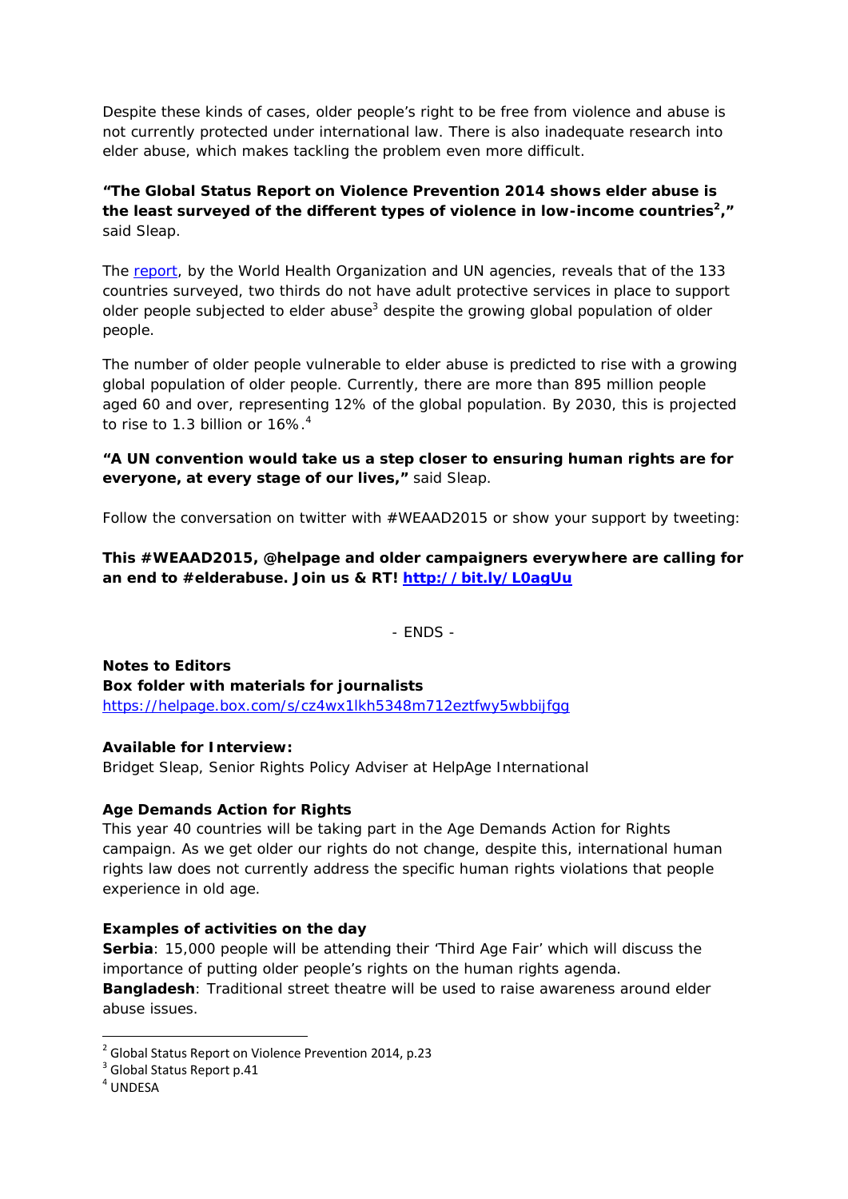Despite these kinds of cases, older people's right to be free from violence and abuse is not currently protected under international law. There is also inadequate research into elder abuse, which makes tackling the problem even more difficult.

**"The Global Status Report on Violence Prevention 2014 shows elder abuse is the least surveyed of the different types of violence in low-income countries[2],"** said Sleap.

The report, by the World Health Organization and UN agencies, reveals that of the 133 countries surveyed, two thirds do not have adult protective services in place to support older people subjected to elder abuse[3] despite the growing global population of older people.

The number of older people vulnerable to elder abuse is predicted to rise with a growing global population of older people. Currently, there are more than 895 million people aged 60 and over, representing 12% of the global population. By 2030, this is projected to rise to 1.3 billion or 16%.[4]

**"A UN convention would take us a step closer to ensuring human rights are for everyone, at every stage of our lives,"** said Sleap.

Follow the conversation on twitter with #WEAAD2015 or show your support by tweeting:

**This #WEAAD2015, @helpage and older campaigners everywhere are calling for an end to #elderabuse. Join us & RT! http://bit.ly/L0agUu**

- ENDS -

**Notes to Editors**

**Box folder with materials for journalists**

https://helpage.box.com/s/cz4wx1lkh5348m712eztfwy5wbbijfgg

**Available for Interview:**

Bridget Sleap, Senior Rights Policy Adviser at HelpAge International

**Age Demands Action for Rights**

This year 40 countries will be taking part in the Age Demands Action for Rights campaign. As we get older our rights do not change, despite this, international human rights law does not currently address the specific human rights violations that people experience in old age.

**Examples of activities on the day**

**Serbia**: 15,000 people will be attending their 'Third Age Fair' which will discuss the importance of putting older people's rights on the human rights agenda.

**Bangladesh**: Traditional street theatre will be used to raise awareness around elder abuse issues.

[2] Global Status Report on Violence Prevention 2014, p.23

[3] Global Status Report p.41

[4] UNDESA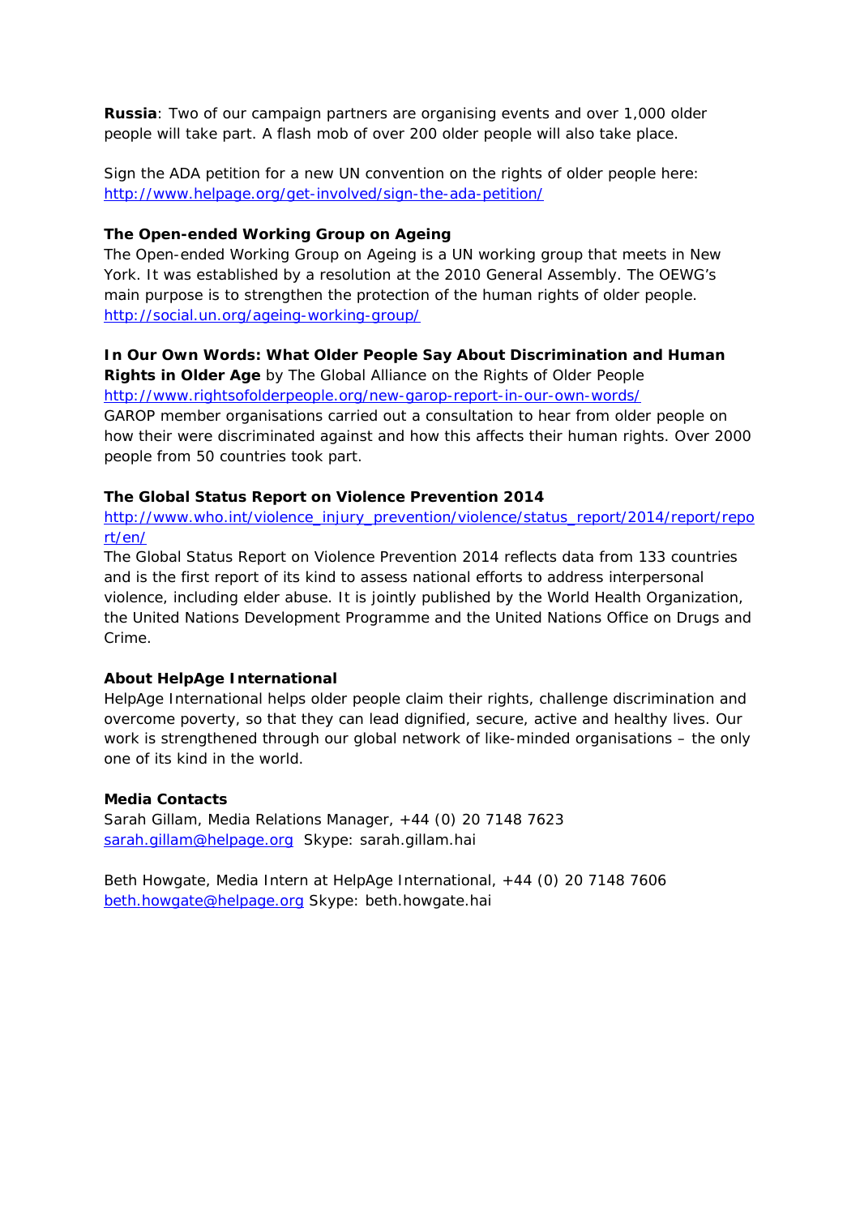**Russia**: Two of our campaign partners are organising events and over 1,000 older people will take part. A flash mob of over 200 older people will also take place.

Sign the ADA petition for a new UN convention on the rights of older people here: http://www.helpage.org/get-involved/sign-the-ada-petition/

**The Open-ended Working Group on Ageing**

The Open-ended Working Group on Ageing is a UN working group that meets in New York. It was established by a resolution at the 2010 General Assembly. The OEWG's main purpose is to strengthen the protection of the human rights of older people. http://social.un.org/ageing-working-group/

**In Our Own Words: What Older People Say About Discrimination and Human Rights in Older Age** by The Global Alliance on the Rights of Older People
http://www.rightsofolderpeople.org/new-garop-report-in-our-own-words/
GAROP member organisations carried out a consultation to hear from older people on how their were discriminated against and how this affects their human rights. Over 2000 people from 50 countries took part.

**The Global Status Report on Violence Prevention 2014**

http://www.who.int/violence_injury_prevention/violence/status_report/2014/report/report/en/
The Global Status Report on Violence Prevention 2014 reflects data from 133 countries and is the first report of its kind to assess national efforts to address interpersonal violence, including elder abuse. It is jointly published by the World Health Organization, the United Nations Development Programme and the United Nations Office on Drugs and Crime.

**About HelpAge International**

HelpAge International helps older people claim their rights, challenge discrimination and overcome poverty, so that they can lead dignified, secure, active and healthy lives. Our work is strengthened through our global network of like-minded organisations – the only one of its kind in the world.

**Media Contacts**

Sarah Gillam, Media Relations Manager, +44 (0) 20 7148 7623
sarah.gillam@helpage.org Skype: sarah.gillam.hai

Beth Howgate, Media Intern at HelpAge International, +44 (0) 20 7148 7606
beth.howgate@helpage.org Skype: beth.howgate.hai